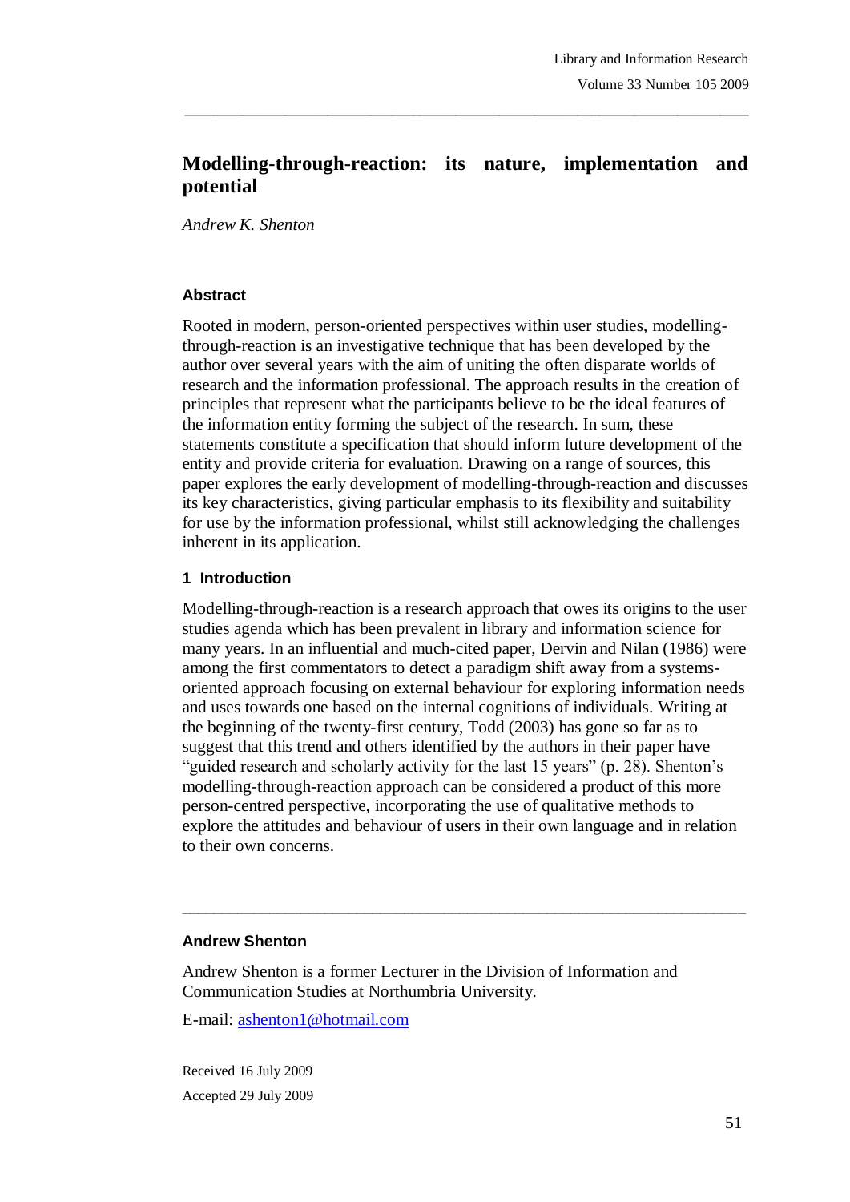# Modelling-through-reaction: its nature, implementation and potential

*Andrew K. Shenton*

## Abstract

Rooted in modern, person-oriented perspectives within user studies, modelling-through-reaction is an investigative technique that has been developed by the author over several years with the aim of uniting the often disparate worlds of research and the information professional. The approach results in the creation of principles that represent what the participants believe to be the ideal features of the information entity forming the subject of the research. In sum, these statements constitute a specification that should inform future development of the entity and provide criteria for evaluation. Drawing on a range of sources, this paper explores the early development of modelling-through-reaction and discusses its key characteristics, giving particular emphasis to its flexibility and suitability for use by the information professional, whilst still acknowledging the challenges inherent in its application.

## 1 Introduction

Modelling-through-reaction is a research approach that owes its origins to the user studies agenda which has been prevalent in library and information science for many years. In an influential and much-cited paper, Dervin and Nilan (1986) were among the first commentators to detect a paradigm shift away from a systems-oriented approach focusing on external behaviour for exploring information needs and uses towards one based on the internal cognitions of individuals. Writing at the beginning of the twenty-first century, Todd (2003) has gone so far as to suggest that this trend and others identified by the authors in their paper have "guided research and scholarly activity for the last 15 years" (p. 28). Shenton's modelling-through-reaction approach can be considered a product of this more person-centred perspective, incorporating the use of qualitative methods to explore the attitudes and behaviour of users in their own language and in relation to their own concerns.

---

**Andrew Shenton**

Andrew Shenton is a former Lecturer in the Division of Information and Communication Studies at Northumbria University.

E-mail: ashenton1@hotmail.com

Received 16 July 2009

Accepted 29 July 2009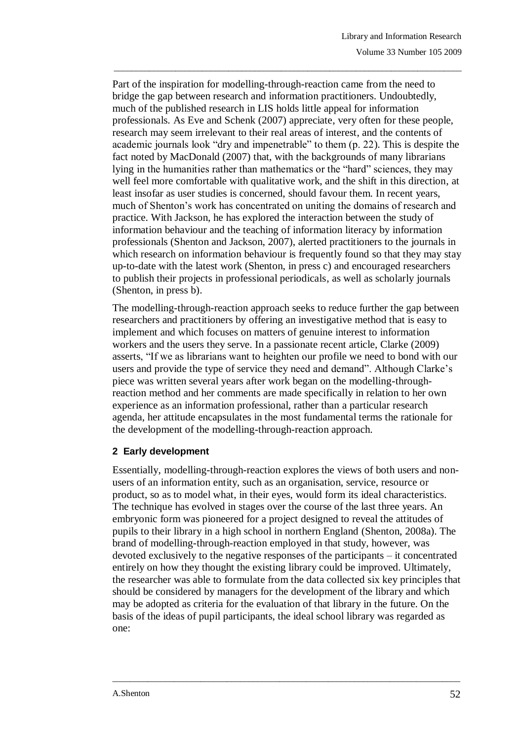Part of the inspiration for modelling-through-reaction came from the need to bridge the gap between research and information practitioners. Undoubtedly, much of the published research in LIS holds little appeal for information professionals. As Eve and Schenk (2007) appreciate, very often for these people, research may seem irrelevant to their real areas of interest, and the contents of academic journals look "dry and impenetrable" to them (p. 22). This is despite the fact noted by MacDonald (2007) that, with the backgrounds of many librarians lying in the humanities rather than mathematics or the "hard" sciences, they may well feel more comfortable with qualitative work, and the shift in this direction, at least insofar as user studies is concerned, should favour them. In recent years, much of Shenton's work has concentrated on uniting the domains of research and practice. With Jackson, he has explored the interaction between the study of information behaviour and the teaching of information literacy by information professionals (Shenton and Jackson, 2007), alerted practitioners to the journals in which research on information behaviour is frequently found so that they may stay up-to-date with the latest work (Shenton, in press c) and encouraged researchers to publish their projects in professional periodicals, as well as scholarly journals (Shenton, in press b).

The modelling-through-reaction approach seeks to reduce further the gap between researchers and practitioners by offering an investigative method that is easy to implement and which focuses on matters of genuine interest to information workers and the users they serve. In a passionate recent article, Clarke (2009) asserts, "If we as librarians want to heighten our profile we need to bond with our users and provide the type of service they need and demand". Although Clarke's piece was written several years after work began on the modelling-through-reaction method and her comments are made specifically in relation to her own experience as an information professional, rather than a particular research agenda, her attitude encapsulates in the most fundamental terms the rationale for the development of the modelling-through-reaction approach.

## 2 Early development

Essentially, modelling-through-reaction explores the views of both users and non-users of an information entity, such as an organisation, service, resource or product, so as to model what, in their eyes, would form its ideal characteristics. The technique has evolved in stages over the course of the last three years. An embryonic form was pioneered for a project designed to reveal the attitudes of pupils to their library in a high school in northern England (Shenton, 2008a). The brand of modelling-through-reaction employed in that study, however, was devoted exclusively to the negative responses of the participants – it concentrated entirely on how they thought the existing library could be improved. Ultimately, the researcher was able to formulate from the data collected six key principles that should be considered by managers for the development of the library and which may be adopted as criteria for the evaluation of that library in the future. On the basis of the ideas of pupil participants, the ideal school library was regarded as one: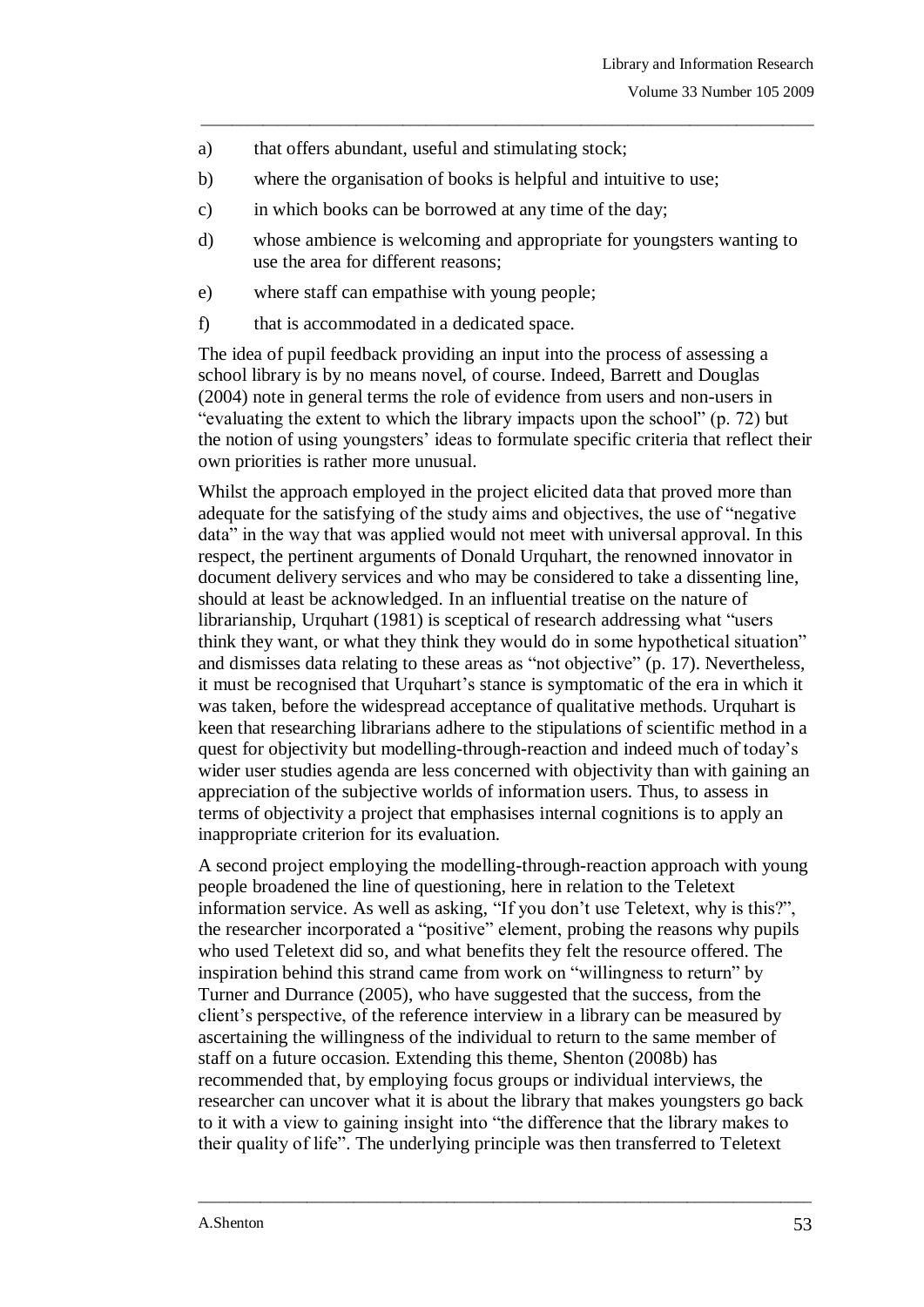a) that offers abundant, useful and stimulating stock;

b) where the organisation of books is helpful and intuitive to use;

c) in which books can be borrowed at any time of the day;

d) whose ambience is welcoming and appropriate for youngsters wanting to use the area for different reasons;

e) where staff can empathise with young people;

f) that is accommodated in a dedicated space.

The idea of pupil feedback providing an input into the process of assessing a school library is by no means novel, of course. Indeed, Barrett and Douglas (2004) note in general terms the role of evidence from users and non-users in "evaluating the extent to which the library impacts upon the school" (p. 72) but the notion of using youngsters' ideas to formulate specific criteria that reflect their own priorities is rather more unusual.

Whilst the approach employed in the project elicited data that proved more than adequate for the satisfying of the study aims and objectives, the use of "negative data" in the way that was applied would not meet with universal approval. In this respect, the pertinent arguments of Donald Urquhart, the renowned innovator in document delivery services and who may be considered to take a dissenting line, should at least be acknowledged. In an influential treatise on the nature of librarianship, Urquhart (1981) is sceptical of research addressing what "users think they want, or what they think they would do in some hypothetical situation" and dismisses data relating to these areas as "not objective" (p. 17). Nevertheless, it must be recognised that Urquhart's stance is symptomatic of the era in which it was taken, before the widespread acceptance of qualitative methods. Urquhart is keen that researching librarians adhere to the stipulations of scientific method in a quest for objectivity but modelling-through-reaction and indeed much of today's wider user studies agenda are less concerned with objectivity than with gaining an appreciation of the subjective worlds of information users. Thus, to assess in terms of objectivity a project that emphasises internal cognitions is to apply an inappropriate criterion for its evaluation.

A second project employing the modelling-through-reaction approach with young people broadened the line of questioning, here in relation to the Teletext information service. As well as asking, "If you don't use Teletext, why is this?", the researcher incorporated a "positive" element, probing the reasons why pupils who used Teletext did so, and what benefits they felt the resource offered. The inspiration behind this strand came from work on "willingness to return" by Turner and Durrance (2005), who have suggested that the success, from the client's perspective, of the reference interview in a library can be measured by ascertaining the willingness of the individual to return to the same member of staff on a future occasion. Extending this theme, Shenton (2008b) has recommended that, by employing focus groups or individual interviews, the researcher can uncover what it is about the library that makes youngsters go back to it with a view to gaining insight into "the difference that the library makes to their quality of life". The underlying principle was then transferred to Teletext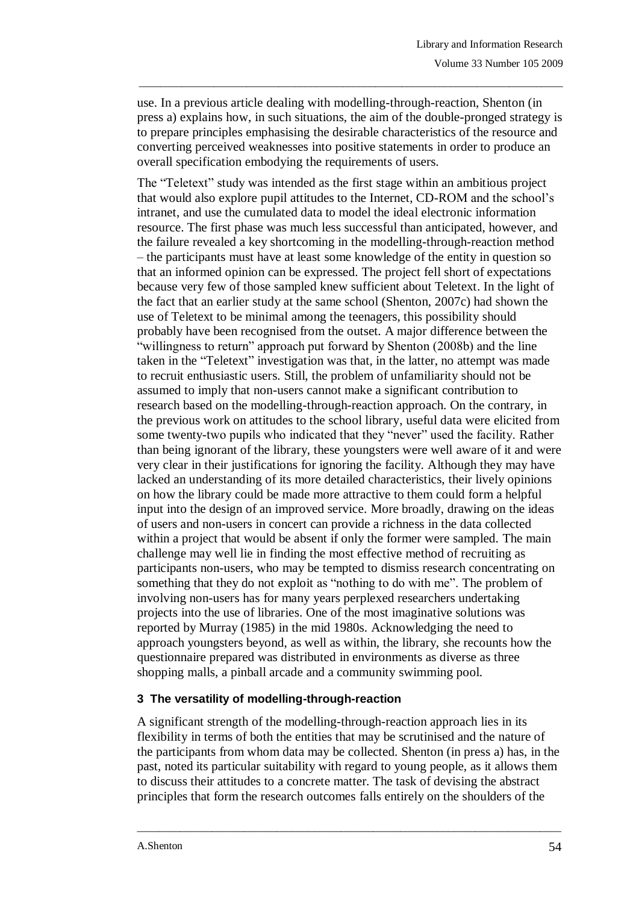use. In a previous article dealing with modelling-through-reaction, Shenton (in press a) explains how, in such situations, the aim of the double-pronged strategy is to prepare principles emphasising the desirable characteristics of the resource and converting perceived weaknesses into positive statements in order to produce an overall specification embodying the requirements of users.

The "Teletext" study was intended as the first stage within an ambitious project that would also explore pupil attitudes to the Internet, CD-ROM and the school's intranet, and use the cumulated data to model the ideal electronic information resource. The first phase was much less successful than anticipated, however, and the failure revealed a key shortcoming in the modelling-through-reaction method – the participants must have at least some knowledge of the entity in question so that an informed opinion can be expressed. The project fell short of expectations because very few of those sampled knew sufficient about Teletext. In the light of the fact that an earlier study at the same school (Shenton, 2007c) had shown the use of Teletext to be minimal among the teenagers, this possibility should probably have been recognised from the outset. A major difference between the "willingness to return" approach put forward by Shenton (2008b) and the line taken in the "Teletext" investigation was that, in the latter, no attempt was made to recruit enthusiastic users. Still, the problem of unfamiliarity should not be assumed to imply that non-users cannot make a significant contribution to research based on the modelling-through-reaction approach. On the contrary, in the previous work on attitudes to the school library, useful data were elicited from some twenty-two pupils who indicated that they "never" used the facility. Rather than being ignorant of the library, these youngsters were well aware of it and were very clear in their justifications for ignoring the facility. Although they may have lacked an understanding of its more detailed characteristics, their lively opinions on how the library could be made more attractive to them could form a helpful input into the design of an improved service. More broadly, drawing on the ideas of users and non-users in concert can provide a richness in the data collected within a project that would be absent if only the former were sampled. The main challenge may well lie in finding the most effective method of recruiting as participants non-users, who may be tempted to dismiss research concentrating on something that they do not exploit as "nothing to do with me". The problem of involving non-users has for many years perplexed researchers undertaking projects into the use of libraries. One of the most imaginative solutions was reported by Murray (1985) in the mid 1980s. Acknowledging the need to approach youngsters beyond, as well as within, the library, she recounts how the questionnaire prepared was distributed in environments as diverse as three shopping malls, a pinball arcade and a community swimming pool.

## 3 The versatility of modelling-through-reaction

A significant strength of the modelling-through-reaction approach lies in its flexibility in terms of both the entities that may be scrutinised and the nature of the participants from whom data may be collected. Shenton (in press a) has, in the past, noted its particular suitability with regard to young people, as it allows them to discuss their attitudes to a concrete matter. The task of devising the abstract principles that form the research outcomes falls entirely on the shoulders of the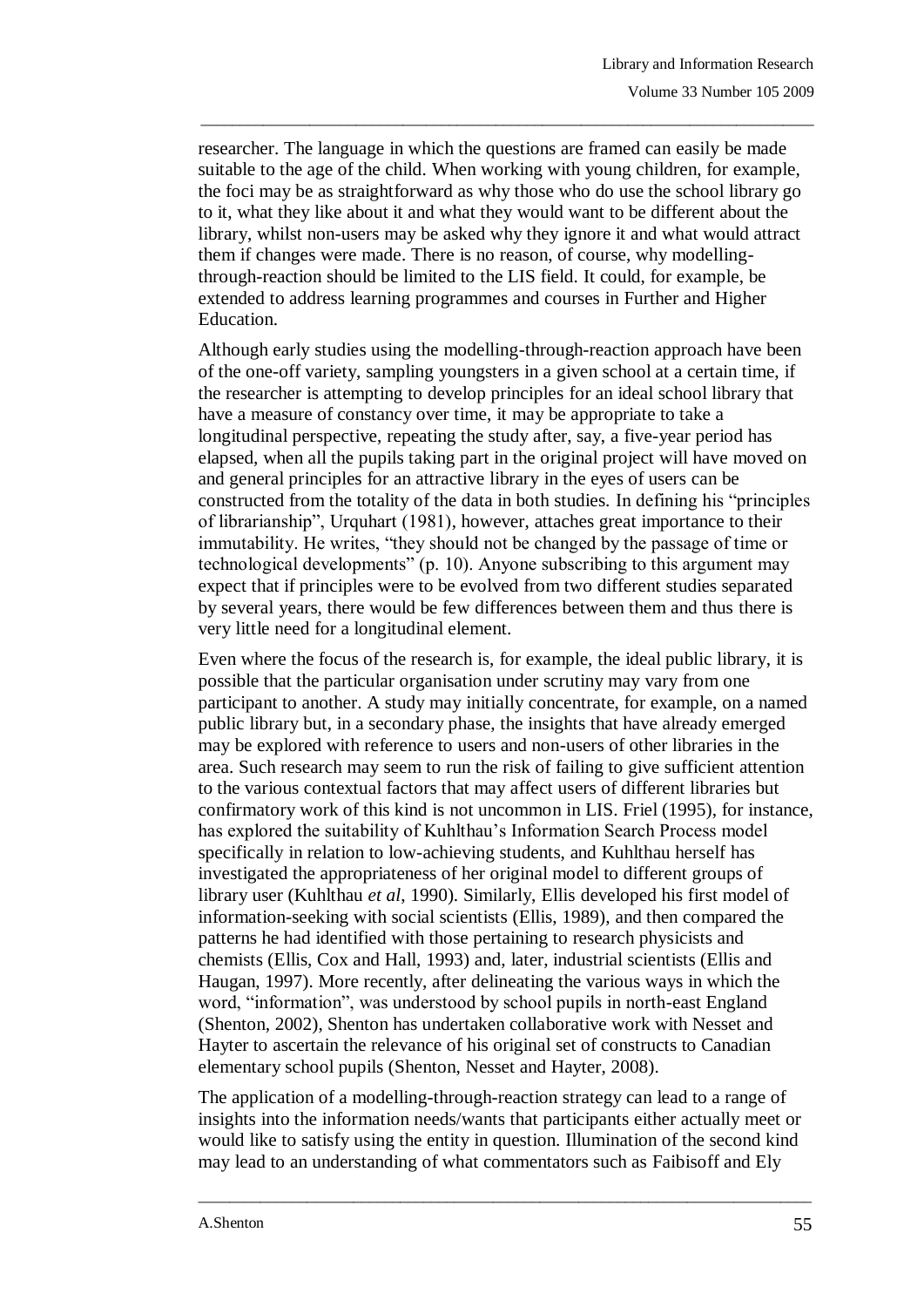researcher. The language in which the questions are framed can easily be made suitable to the age of the child. When working with young children, for example, the foci may be as straightforward as why those who do use the school library go to it, what they like about it and what they would want to be different about the library, whilst non-users may be asked why they ignore it and what would attract them if changes were made. There is no reason, of course, why modelling-through-reaction should be limited to the LIS field. It could, for example, be extended to address learning programmes and courses in Further and Higher Education.

Although early studies using the modelling-through-reaction approach have been of the one-off variety, sampling youngsters in a given school at a certain time, if the researcher is attempting to develop principles for an ideal school library that have a measure of constancy over time, it may be appropriate to take a longitudinal perspective, repeating the study after, say, a five-year period has elapsed, when all the pupils taking part in the original project will have moved on and general principles for an attractive library in the eyes of users can be constructed from the totality of the data in both studies. In defining his "principles of librarianship", Urquhart (1981), however, attaches great importance to their immutability. He writes, "they should not be changed by the passage of time or technological developments" (p. 10). Anyone subscribing to this argument may expect that if principles were to be evolved from two different studies separated by several years, there would be few differences between them and thus there is very little need for a longitudinal element.

Even where the focus of the research is, for example, the ideal public library, it is possible that the particular organisation under scrutiny may vary from one participant to another. A study may initially concentrate, for example, on a named public library but, in a secondary phase, the insights that have already emerged may be explored with reference to users and non-users of other libraries in the area. Such research may seem to run the risk of failing to give sufficient attention to the various contextual factors that may affect users of different libraries but confirmatory work of this kind is not uncommon in LIS. Friel (1995), for instance, has explored the suitability of Kuhlthau's Information Search Process model specifically in relation to low-achieving students, and Kuhlthau herself has investigated the appropriateness of her original model to different groups of library user (Kuhlthau *et al*, 1990). Similarly, Ellis developed his first model of information-seeking with social scientists (Ellis, 1989), and then compared the patterns he had identified with those pertaining to research physicists and chemists (Ellis, Cox and Hall, 1993) and, later, industrial scientists (Ellis and Haugan, 1997). More recently, after delineating the various ways in which the word, "information", was understood by school pupils in north-east England (Shenton, 2002), Shenton has undertaken collaborative work with Nesset and Hayter to ascertain the relevance of his original set of constructs to Canadian elementary school pupils (Shenton, Nesset and Hayter, 2008).

The application of a modelling-through-reaction strategy can lead to a range of insights into the information needs/wants that participants either actually meet or would like to satisfy using the entity in question. Illumination of the second kind may lead to an understanding of what commentators such as Faibisoff and Ely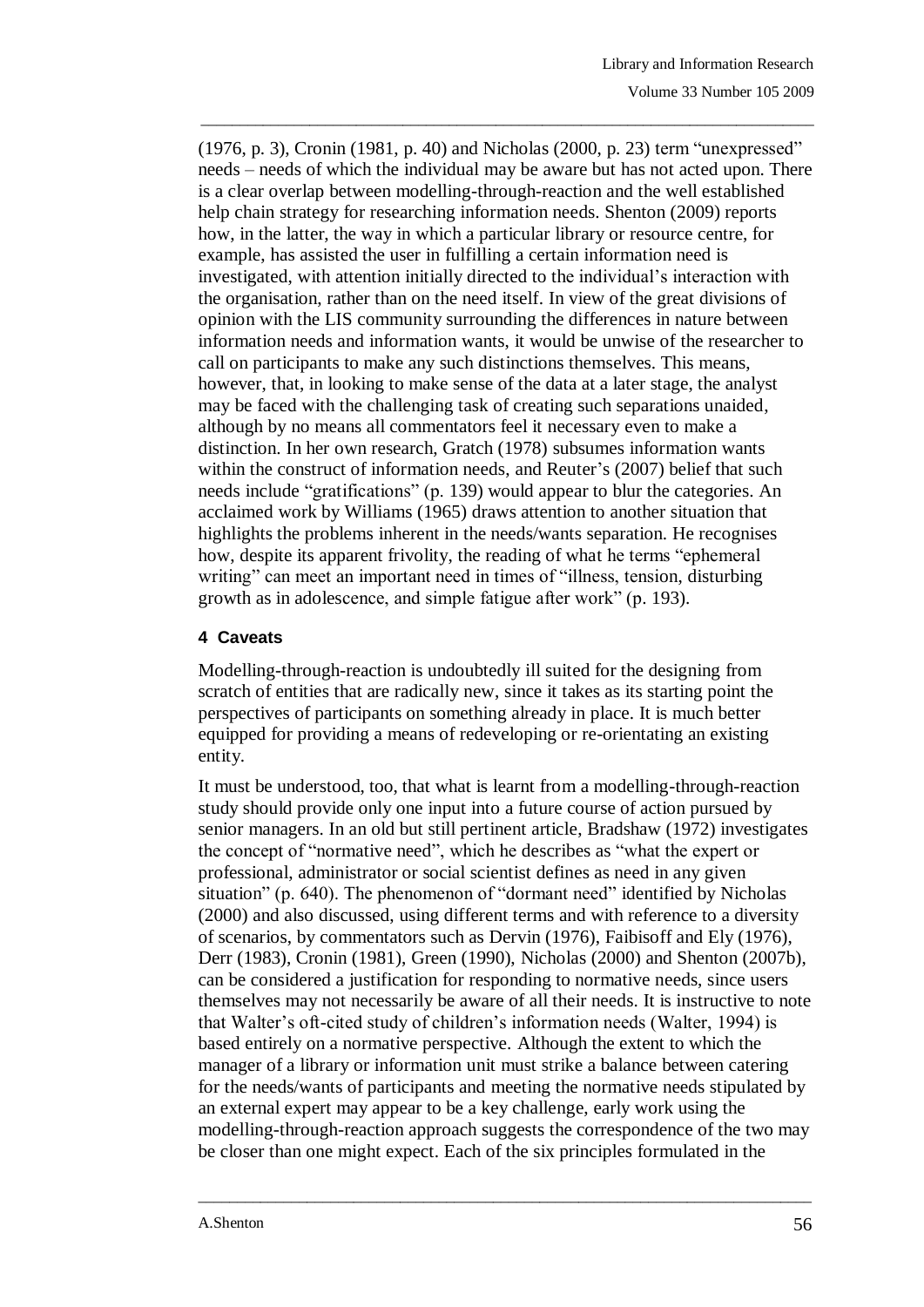(1976, p. 3), Cronin (1981, p. 40) and Nicholas (2000, p. 23) term "unexpressed" needs – needs of which the individual may be aware but has not acted upon. There is a clear overlap between modelling-through-reaction and the well established help chain strategy for researching information needs. Shenton (2009) reports how, in the latter, the way in which a particular library or resource centre, for example, has assisted the user in fulfilling a certain information need is investigated, with attention initially directed to the individual's interaction with the organisation, rather than on the need itself. In view of the great divisions of opinion with the LIS community surrounding the differences in nature between information needs and information wants, it would be unwise of the researcher to call on participants to make any such distinctions themselves. This means, however, that, in looking to make sense of the data at a later stage, the analyst may be faced with the challenging task of creating such separations unaided, although by no means all commentators feel it necessary even to make a distinction. In her own research, Gratch (1978) subsumes information wants within the construct of information needs, and Reuter's (2007) belief that such needs include "gratifications" (p. 139) would appear to blur the categories. An acclaimed work by Williams (1965) draws attention to another situation that highlights the problems inherent in the needs/wants separation. He recognises how, despite its apparent frivolity, the reading of what he terms "ephemeral writing" can meet an important need in times of "illness, tension, disturbing growth as in adolescence, and simple fatigue after work" (p. 193).

## 4 Caveats

Modelling-through-reaction is undoubtedly ill suited for the designing from scratch of entities that are radically new, since it takes as its starting point the perspectives of participants on something already in place. It is much better equipped for providing a means of redeveloping or re-orientating an existing entity.

It must be understood, too, that what is learnt from a modelling-through-reaction study should provide only one input into a future course of action pursued by senior managers. In an old but still pertinent article, Bradshaw (1972) investigates the concept of "normative need", which he describes as "what the expert or professional, administrator or social scientist defines as need in any given situation" (p. 640). The phenomenon of "dormant need" identified by Nicholas (2000) and also discussed, using different terms and with reference to a diversity of scenarios, by commentators such as Dervin (1976), Faibisoff and Ely (1976), Derr (1983), Cronin (1981), Green (1990), Nicholas (2000) and Shenton (2007b), can be considered a justification for responding to normative needs, since users themselves may not necessarily be aware of all their needs. It is instructive to note that Walter's oft-cited study of children's information needs (Walter, 1994) is based entirely on a normative perspective. Although the extent to which the manager of a library or information unit must strike a balance between catering for the needs/wants of participants and meeting the normative needs stipulated by an external expert may appear to be a key challenge, early work using the modelling-through-reaction approach suggests the correspondence of the two may be closer than one might expect. Each of the six principles formulated in the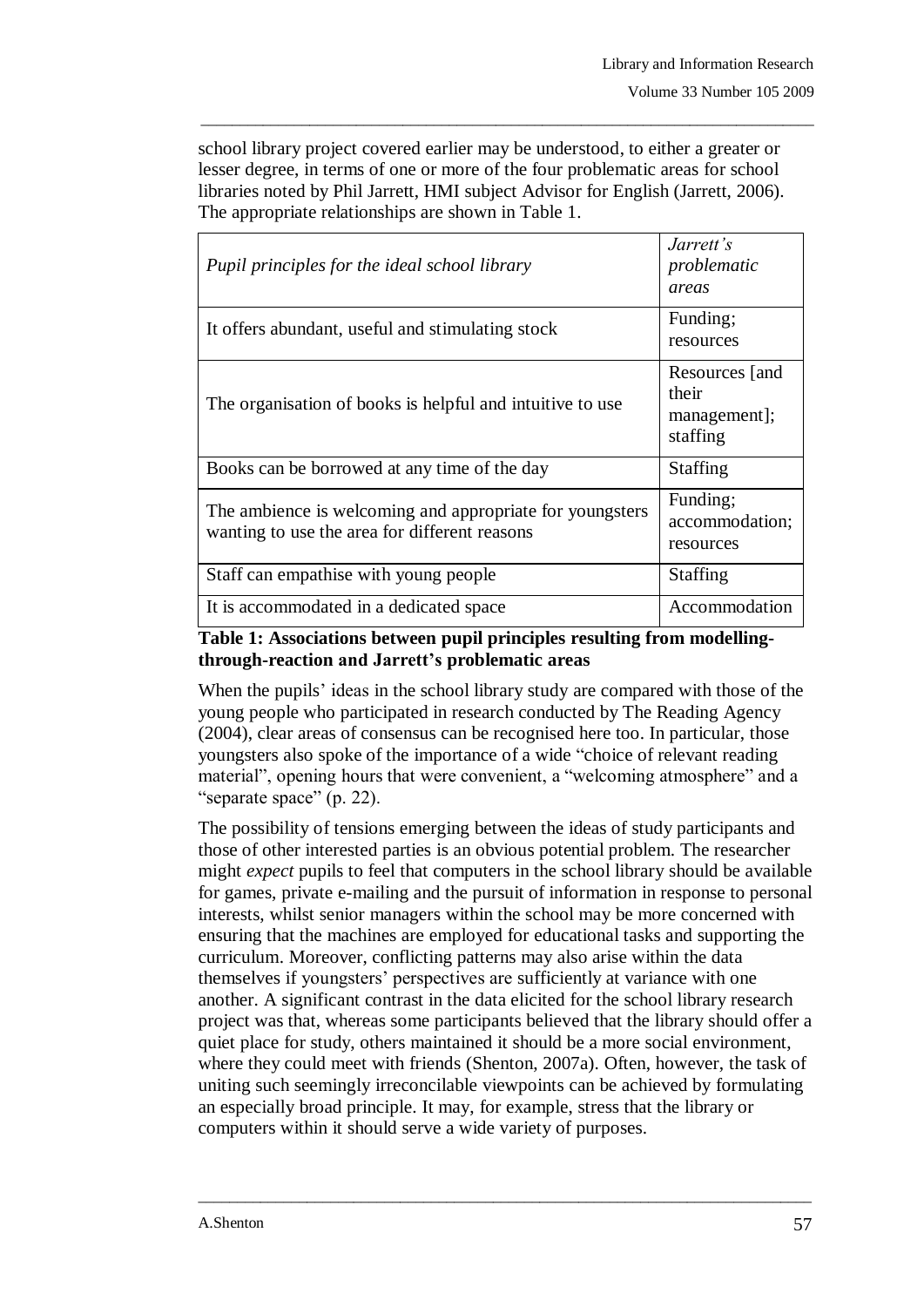school library project covered earlier may be understood, to either a greater or lesser degree, in terms of one or more of the four problematic areas for school libraries noted by Phil Jarrett, HMI subject Advisor for English (Jarrett, 2006). The appropriate relationships are shown in Table 1.

| *Pupil principles for the ideal school library* | *Jarrett's problematic areas* |
|---|---|
| It offers abundant, useful and stimulating stock | Funding; resources |
| The organisation of books is helpful and intuitive to use | Resources [and their management]; staffing |
| Books can be borrowed at any time of the day | Staffing |
| The ambience is welcoming and appropriate for youngsters wanting to use the area for different reasons | Funding; accommodation; resources |
| Staff can empathise with young people | Staffing |
| It is accommodated in a dedicated space | Accommodation |

**Table 1: Associations between pupil principles resulting from modelling-through-reaction and Jarrett's problematic areas**

When the pupils' ideas in the school library study are compared with those of the young people who participated in research conducted by The Reading Agency (2004), clear areas of consensus can be recognised here too. In particular, those youngsters also spoke of the importance of a wide "choice of relevant reading material", opening hours that were convenient, a "welcoming atmosphere" and a "separate space" (p. 22).

The possibility of tensions emerging between the ideas of study participants and those of other interested parties is an obvious potential problem. The researcher might *expect* pupils to feel that computers in the school library should be available for games, private e-mailing and the pursuit of information in response to personal interests, whilst senior managers within the school may be more concerned with ensuring that the machines are employed for educational tasks and supporting the curriculum. Moreover, conflicting patterns may also arise within the data themselves if youngsters' perspectives are sufficiently at variance with one another. A significant contrast in the data elicited for the school library research project was that, whereas some participants believed that the library should offer a quiet place for study, others maintained it should be a more social environment, where they could meet with friends (Shenton, 2007a). Often, however, the task of uniting such seemingly irreconcilable viewpoints can be achieved by formulating an especially broad principle. It may, for example, stress that the library or computers within it should serve a wide variety of purposes.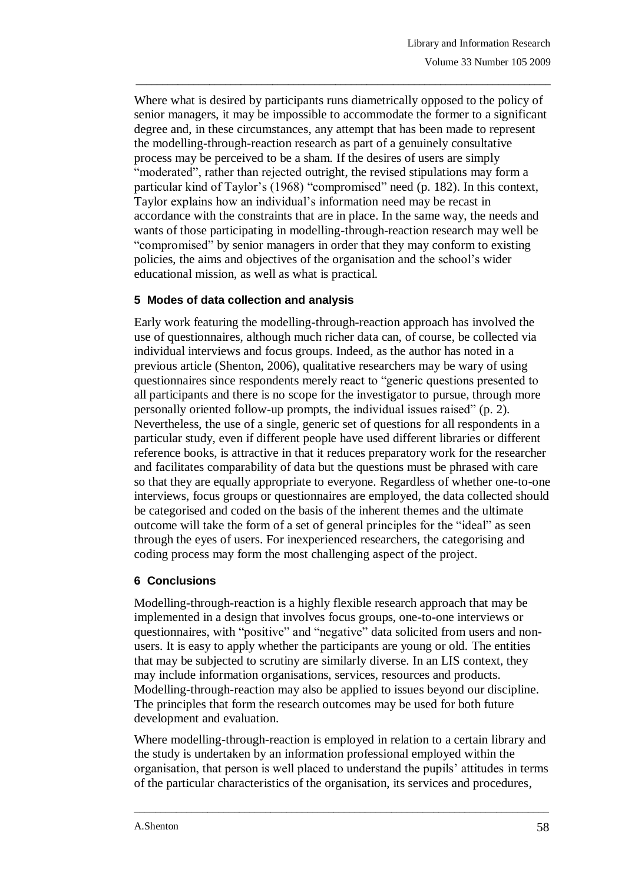Where what is desired by participants runs diametrically opposed to the policy of senior managers, it may be impossible to accommodate the former to a significant degree and, in these circumstances, any attempt that has been made to represent the modelling-through-reaction research as part of a genuinely consultative process may be perceived to be a sham. If the desires of users are simply "moderated", rather than rejected outright, the revised stipulations may form a particular kind of Taylor's (1968) "compromised" need (p. 182). In this context, Taylor explains how an individual's information need may be recast in accordance with the constraints that are in place. In the same way, the needs and wants of those participating in modelling-through-reaction research may well be "compromised" by senior managers in order that they may conform to existing policies, the aims and objectives of the organisation and the school's wider educational mission, as well as what is practical.

## 5 Modes of data collection and analysis

Early work featuring the modelling-through-reaction approach has involved the use of questionnaires, although much richer data can, of course, be collected via individual interviews and focus groups. Indeed, as the author has noted in a previous article (Shenton, 2006), qualitative researchers may be wary of using questionnaires since respondents merely react to "generic questions presented to all participants and there is no scope for the investigator to pursue, through more personally oriented follow-up prompts, the individual issues raised" (p. 2). Nevertheless, the use of a single, generic set of questions for all respondents in a particular study, even if different people have used different libraries or different reference books, is attractive in that it reduces preparatory work for the researcher and facilitates comparability of data but the questions must be phrased with care so that they are equally appropriate to everyone. Regardless of whether one-to-one interviews, focus groups or questionnaires are employed, the data collected should be categorised and coded on the basis of the inherent themes and the ultimate outcome will take the form of a set of general principles for the "ideal" as seen through the eyes of users. For inexperienced researchers, the categorising and coding process may form the most challenging aspect of the project.

## 6 Conclusions

Modelling-through-reaction is a highly flexible research approach that may be implemented in a design that involves focus groups, one-to-one interviews or questionnaires, with "positive" and "negative" data solicited from users and non-users. It is easy to apply whether the participants are young or old. The entities that may be subjected to scrutiny are similarly diverse. In an LIS context, they may include information organisations, services, resources and products. Modelling-through-reaction may also be applied to issues beyond our discipline. The principles that form the research outcomes may be used for both future development and evaluation.

Where modelling-through-reaction is employed in relation to a certain library and the study is undertaken by an information professional employed within the organisation, that person is well placed to understand the pupils' attitudes in terms of the particular characteristics of the organisation, its services and procedures,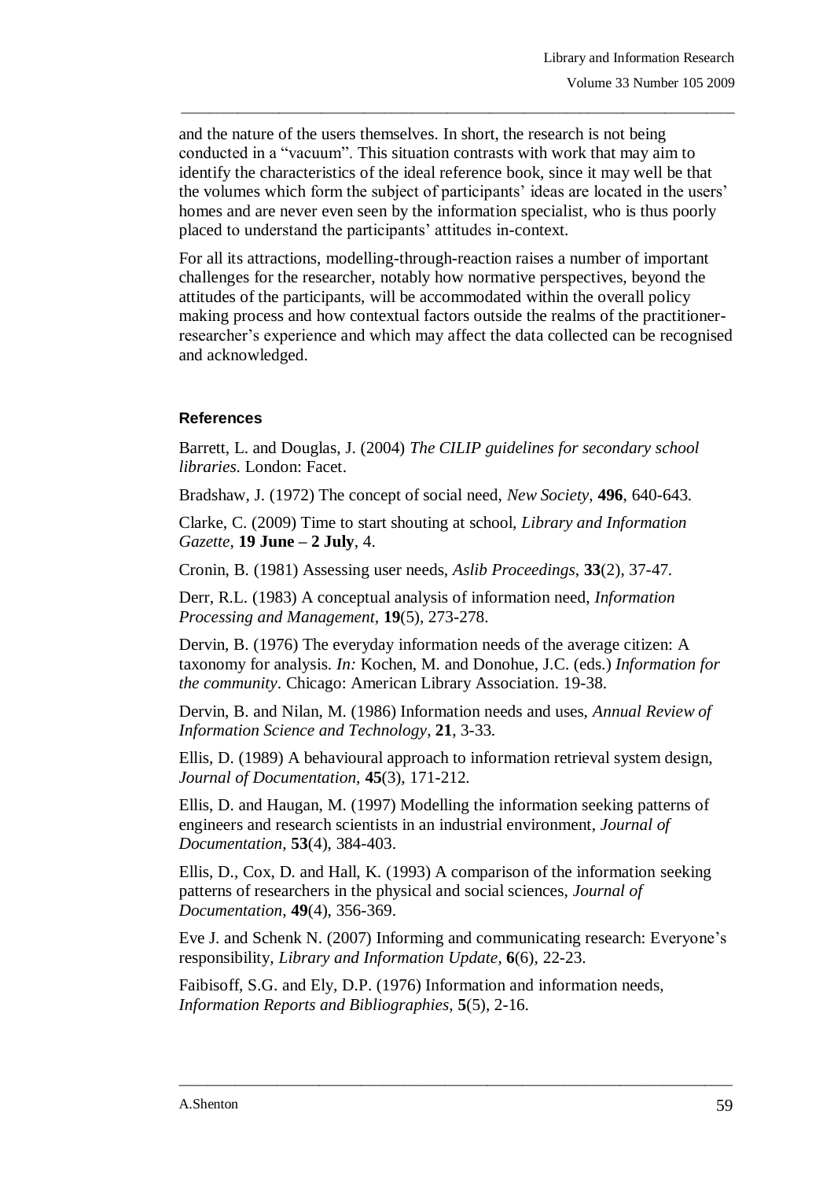and the nature of the users themselves. In short, the research is not being conducted in a "vacuum". This situation contrasts with work that may aim to identify the characteristics of the ideal reference book, since it may well be that the volumes which form the subject of participants' ideas are located in the users' homes and are never even seen by the information specialist, who is thus poorly placed to understand the participants' attitudes in-context.

For all its attractions, modelling-through-reaction raises a number of important challenges for the researcher, notably how normative perspectives, beyond the attitudes of the participants, will be accommodated within the overall policy making process and how contextual factors outside the realms of the practitioner-researcher's experience and which may affect the data collected can be recognised and acknowledged.

### References

Barrett, L. and Douglas, J. (2004) *The CILIP guidelines for secondary school libraries*. London: Facet.

Bradshaw, J. (1972) The concept of social need, *New Society*, **496**, 640-643.

Clarke, C. (2009) Time to start shouting at school, *Library and Information Gazette*, **19 June – 2 July**, 4.

Cronin, B. (1981) Assessing user needs, *Aslib Proceedings*, **33**(2), 37-47.

Derr, R.L. (1983) A conceptual analysis of information need, *Information Processing and Management*, **19**(5), 273-278.

Dervin, B. (1976) The everyday information needs of the average citizen: A taxonomy for analysis. *In:* Kochen, M. and Donohue, J.C. (eds.) *Information for the community*. Chicago: American Library Association. 19-38.

Dervin, B. and Nilan, M. (1986) Information needs and uses, *Annual Review of Information Science and Technology*, **21**, 3-33.

Ellis, D. (1989) A behavioural approach to information retrieval system design, *Journal of Documentation*, **45**(3), 171-212.

Ellis, D. and Haugan, M. (1997) Modelling the information seeking patterns of engineers and research scientists in an industrial environment, *Journal of Documentation*, **53**(4), 384-403.

Ellis, D., Cox, D. and Hall, K. (1993) A comparison of the information seeking patterns of researchers in the physical and social sciences, *Journal of Documentation*, **49**(4), 356-369.

Eve J. and Schenk N. (2007) Informing and communicating research: Everyone's responsibility, *Library and Information Update*, **6**(6), 22-23.

Faibisoff, S.G. and Ely, D.P. (1976) Information and information needs, *Information Reports and Bibliographies*, **5**(5), 2-16.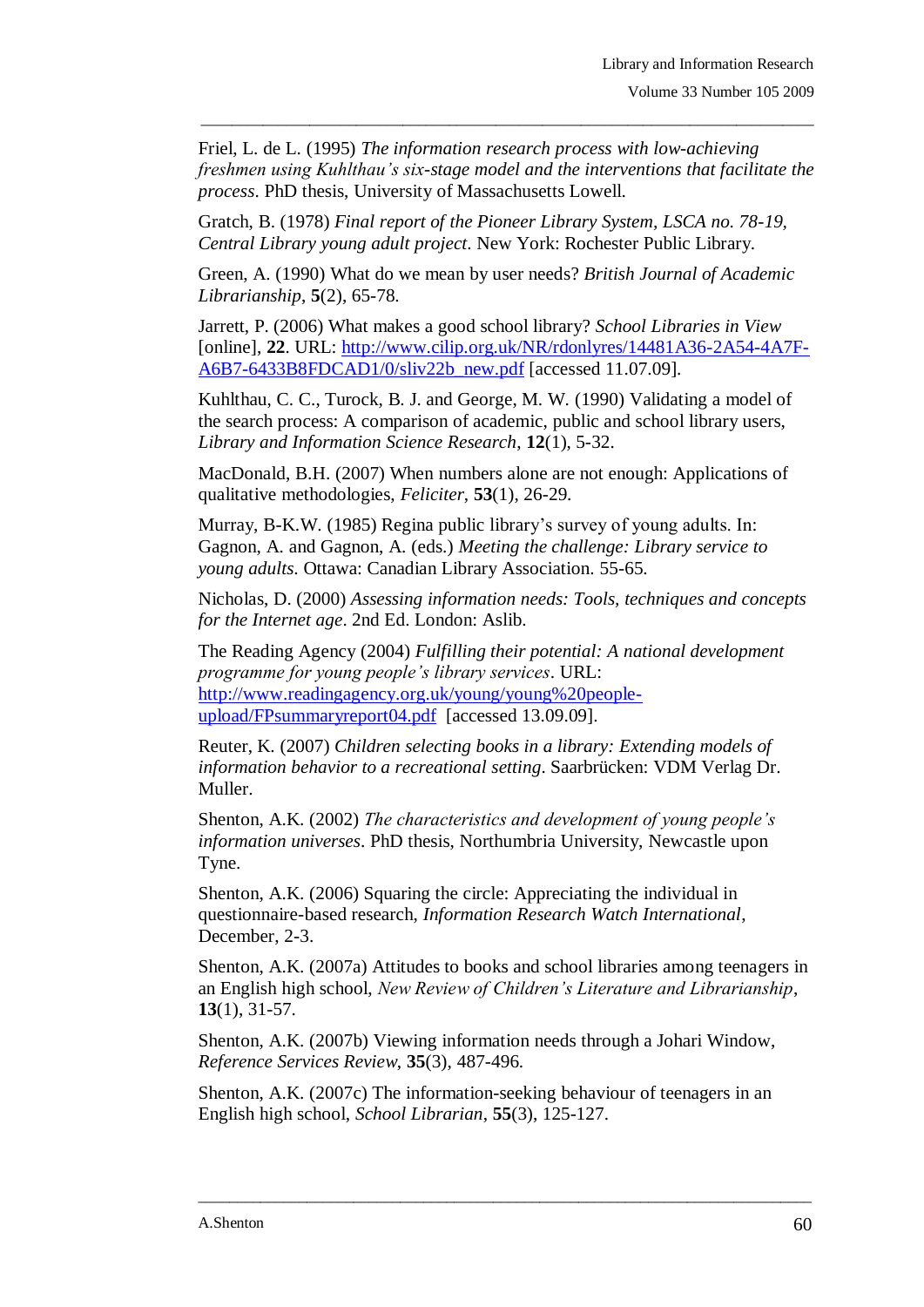Friel, L. de L. (1995) *The information research process with low-achieving freshmen using Kuhlthau's six-stage model and the interventions that facilitate the process*. PhD thesis, University of Massachusetts Lowell.

Gratch, B. (1978) *Final report of the Pioneer Library System, LSCA no. 78-19, Central Library young adult project*. New York: Rochester Public Library.

Green, A. (1990) What do we mean by user needs? *British Journal of Academic Librarianship*, **5**(2), 65-78.

Jarrett, P. (2006) What makes a good school library? *School Libraries in View* [online], **22**. URL: http://www.cilip.org.uk/NR/rdonlyres/14481A36-2A54-4A7F-A6B7-6433B8FDCAD1/0/sliv22b_new.pdf [accessed 11.07.09].

Kuhlthau, C. C., Turock, B. J. and George, M. W. (1990) Validating a model of the search process: A comparison of academic, public and school library users, *Library and Information Science Research*, **12**(1), 5-32.

MacDonald, B.H. (2007) When numbers alone are not enough: Applications of qualitative methodologies, *Feliciter*, **53**(1), 26-29.

Murray, B-K.W. (1985) Regina public library's survey of young adults. In: Gagnon, A. and Gagnon, A. (eds.) *Meeting the challenge: Library service to young adults*. Ottawa: Canadian Library Association. 55-65.

Nicholas, D. (2000) *Assessing information needs: Tools, techniques and concepts for the Internet age*. 2nd Ed. London: Aslib.

The Reading Agency (2004) *Fulfilling their potential: A national development programme for young people's library services*. URL: http://www.readingagency.org.uk/young/young%20people-upload/FPsummaryreport04.pdf [accessed 13.09.09].

Reuter, K. (2007) *Children selecting books in a library: Extending models of information behavior to a recreational setting*. Saarbrücken: VDM Verlag Dr. Muller.

Shenton, A.K. (2002) *The characteristics and development of young people's information universes*. PhD thesis, Northumbria University, Newcastle upon Tyne.

Shenton, A.K. (2006) Squaring the circle: Appreciating the individual in questionnaire-based research, *Information Research Watch International*, December, 2-3.

Shenton, A.K. (2007a) Attitudes to books and school libraries among teenagers in an English high school, *New Review of Children's Literature and Librarianship*, **13**(1), 31-57.

Shenton, A.K. (2007b) Viewing information needs through a Johari Window, *Reference Services Review*, **35**(3), 487-496.

Shenton, A.K. (2007c) The information-seeking behaviour of teenagers in an English high school, *School Librarian*, **55**(3), 125-127.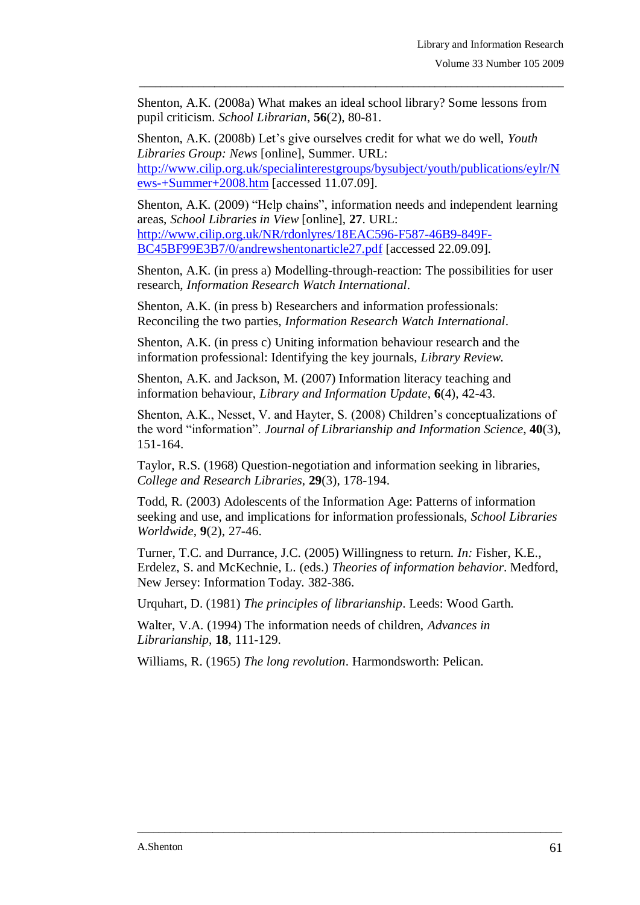Shenton, A.K. (2008a) What makes an ideal school library? Some lessons from pupil criticism. *School Librarian*, **56**(2), 80-81.

Shenton, A.K. (2008b) Let's give ourselves credit for what we do well, *Youth Libraries Group: News* [online], Summer. URL: [http://www.cilip.org.uk/specialinterestgroups/bysubject/youth/publications/eylr/News-+Summer+2008.htm](http://www.cilip.org.uk/specialinterestgroups/bysubject/youth/publications/eylr/News-+Summer+2008.htm) [accessed 11.07.09].

Shenton, A.K. (2009) "Help chains", information needs and independent learning areas, *School Libraries in View* [online], **27**. URL: [http://www.cilip.org.uk/NR/rdonlyres/18EAC596-F587-46B9-849F-BC45BF99E3B7/0/andrewshentonarticle27.pdf](http://www.cilip.org.uk/NR/rdonlyres/18EAC596-F587-46B9-849F-BC45BF99E3B7/0/andrewshentonarticle27.pdf) [accessed 22.09.09].

Shenton, A.K. (in press a) Modelling-through-reaction: The possibilities for user research, *Information Research Watch International*.

Shenton, A.K. (in press b) Researchers and information professionals: Reconciling the two parties, *Information Research Watch International*.

Shenton, A.K. (in press c) Uniting information behaviour research and the information professional: Identifying the key journals, *Library Review*.

Shenton, A.K. and Jackson, M. (2007) Information literacy teaching and information behaviour, *Library and Information Update*, **6**(4), 42-43.

Shenton, A.K., Nesset, V. and Hayter, S. (2008) Children's conceptualizations of the word "information". *Journal of Librarianship and Information Science*, **40**(3), 151-164.

Taylor, R.S. (1968) Question-negotiation and information seeking in libraries, *College and Research Libraries*, **29**(3), 178-194.

Todd, R. (2003) Adolescents of the Information Age: Patterns of information seeking and use, and implications for information professionals, *School Libraries Worldwide*, **9**(2), 27-46.

Turner, T.C. and Durrance, J.C. (2005) Willingness to return. *In:* Fisher, K.E., Erdelez, S. and McKechnie, L. (eds.) *Theories of information behavior*. Medford, New Jersey: Information Today. 382-386.

Urquhart, D. (1981) *The principles of librarianship*. Leeds: Wood Garth.

Walter, V.A. (1994) The information needs of children, *Advances in Librarianship*, **18**, 111-129.

Williams, R. (1965) *The long revolution*. Harmondsworth: Pelican.